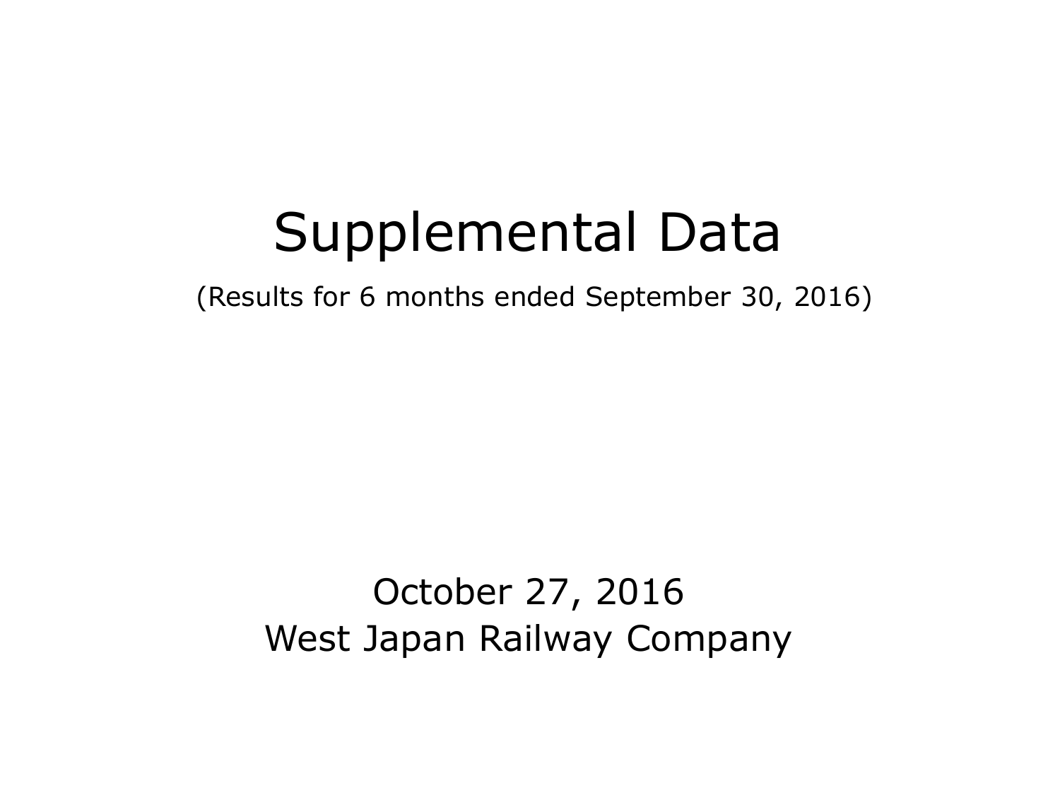# Supplemental Data

(Results for 6 months ended September 30, 2016)

October 27, 2016

West Japan Railway Company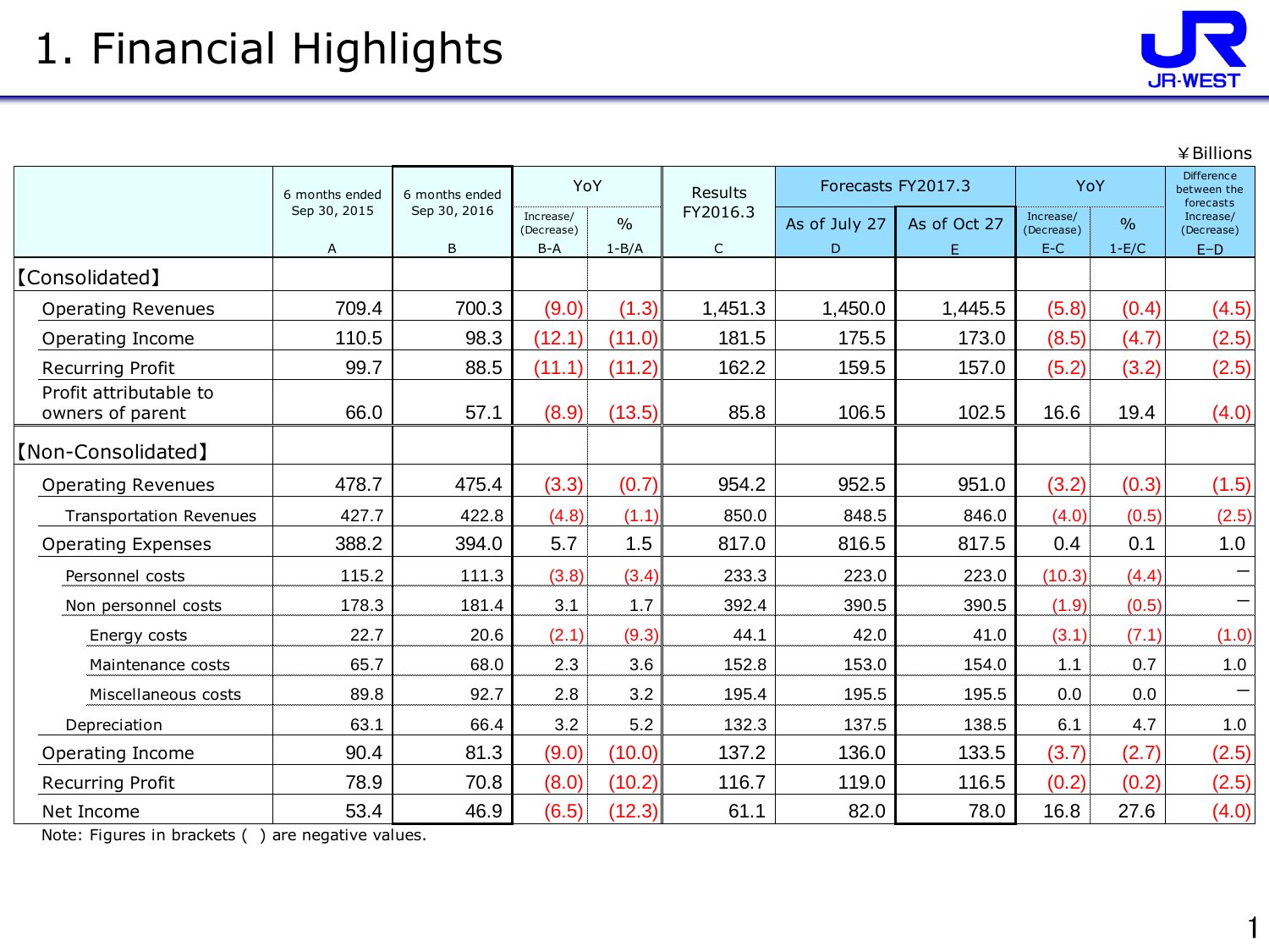# 1. Financial Highlights

¥Billions

| | 6 months ended Sep 30, 2015 | 6 months ended Sep 30, 2016 | YoY | | Results FY2016.3 | Forecasts FY2017.3 | | YoY | | Difference between the forecasts |
|---|---|---|---|---|---|---|---|---|---|---|
| | | | Increase/ (Decrease) | % | | As of July 27 | As of Oct 27 | Increase/ (Decrease) | % | Increase/ (Decrease) |
| | A | B | B-A | 1-B/A | C | D | E | E-C | 1-E/C | E−D |
| 【Consolidated】 | | | | | | | | | | |
| Operating Revenues | 709.4 | 700.3 | (9.0) | (1.3) | 1,451.3 | 1,450.0 | 1,445.5 | (5.8) | (0.4) | (4.5) |
| Operating Income | 110.5 | 98.3 | (12.1) | (11.0) | 181.5 | 175.5 | 173.0 | (8.5) | (4.7) | (2.5) |
| Recurring Profit | 99.7 | 88.5 | (11.1) | (11.2) | 162.2 | 159.5 | 157.0 | (5.2) | (3.2) | (2.5) |
| Profit attributable to owners of parent | 66.0 | 57.1 | (8.9) | (13.5) | 85.8 | 106.5 | 102.5 | 16.6 | 19.4 | (4.0) |
| 【Non-Consolidated】 | | | | | | | | | | |
| Operating Revenues | 478.7 | 475.4 | (3.3) | (0.7) | 954.2 | 952.5 | 951.0 | (3.2) | (0.3) | (1.5) |
| Transportation Revenues | 427.7 | 422.8 | (4.8) | (1.1) | 850.0 | 848.5 | 846.0 | (4.0) | (0.5) | (2.5) |
| Operating Expenses | 388.2 | 394.0 | 5.7 | 1.5 | 817.0 | 816.5 | 817.5 | 0.4 | 0.1 | 1.0 |
| Personnel costs | 115.2 | 111.3 | (3.8) | (3.4) | 233.3 | 223.0 | 223.0 | (10.3) | (4.4) | − |
| Non personnel costs | 178.3 | 181.4 | 3.1 | 1.7 | 392.4 | 390.5 | 390.5 | (1.9) | (0.5) | − |
| Energy costs | 22.7 | 20.6 | (2.1) | (9.3) | 44.1 | 42.0 | 41.0 | (3.1) | (7.1) | (1.0) |
| Maintenance costs | 65.7 | 68.0 | 2.3 | 3.6 | 152.8 | 153.0 | 154.0 | 1.1 | 0.7 | 1.0 |
| Miscellaneous costs | 89.8 | 92.7 | 2.8 | 3.2 | 195.4 | 195.5 | 195.5 | 0.0 | 0.0 | − |
| Depreciation | 63.1 | 66.4 | 3.2 | 5.2 | 132.3 | 137.5 | 138.5 | 6.1 | 4.7 | 1.0 |
| Operating Income | 90.4 | 81.3 | (9.0) | (10.0) | 137.2 | 136.0 | 133.5 | (3.7) | (2.7) | (2.5) |
| Recurring Profit | 78.9 | 70.8 | (8.0) | (10.2) | 116.7 | 119.0 | 116.5 | (0.2) | (0.2) | (2.5) |
| Net Income | 53.4 | 46.9 | (6.5) | (12.3) | 61.1 | 82.0 | 78.0 | 16.8 | 27.6 | (4.0) |

Note: Figures in brackets ( ) are negative values.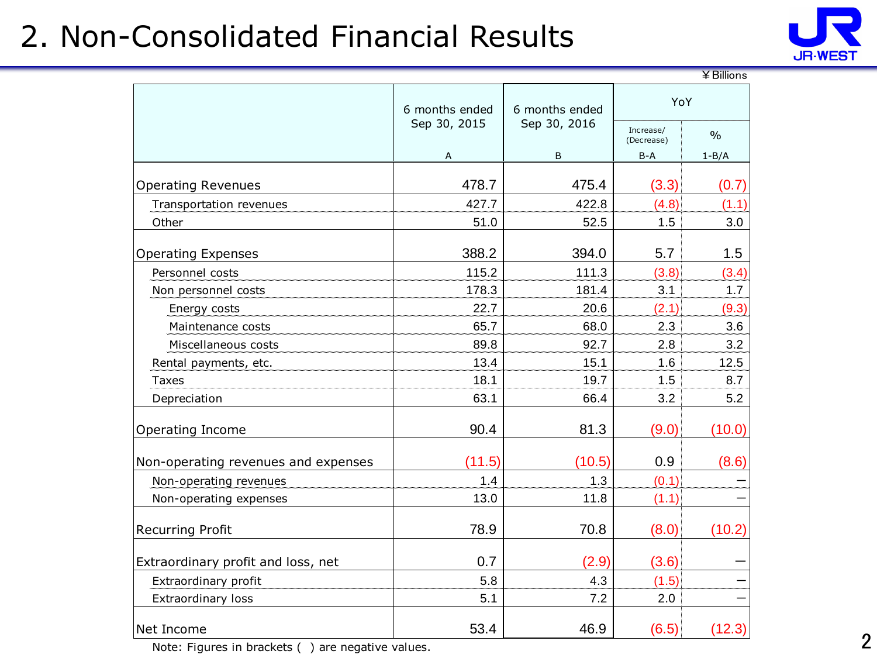# 2. Non-Consolidated Financial Results

¥Billions

| | 6 months ended Sep 30, 2015 | 6 months ended Sep 30, 2016 | YoY | |
|---|---|---|---|---|
| | | | Increase/ (Decrease) | % |
| | A | B | B-A | 1-B/A |
| Operating Revenues | 478.7 | 475.4 | (3.3) | (0.7) |
| Transportation revenues | 427.7 | 422.8 | (4.8) | (1.1) |
| Other | 51.0 | 52.5 | 1.5 | 3.0 |
| Operating Expenses | 388.2 | 394.0 | 5.7 | 1.5 |
| Personnel costs | 115.2 | 111.3 | (3.8) | (3.4) |
| Non personnel costs | 178.3 | 181.4 | 3.1 | 1.7 |
| Energy costs | 22.7 | 20.6 | (2.1) | (9.3) |
| Maintenance costs | 65.7 | 68.0 | 2.3 | 3.6 |
| Miscellaneous costs | 89.8 | 92.7 | 2.8 | 3.2 |
| Rental payments, etc. | 13.4 | 15.1 | 1.6 | 12.5 |
| Taxes | 18.1 | 19.7 | 1.5 | 8.7 |
| Depreciation | 63.1 | 66.4 | 3.2 | 5.2 |
| Operating Income | 90.4 | 81.3 | (9.0) | (10.0) |
| Non-operating revenues and expenses | (11.5) | (10.5) | 0.9 | (8.6) |
| Non-operating revenues | 1.4 | 1.3 | (0.1) | － |
| Non-operating expenses | 13.0 | 11.8 | (1.1) | － |
| Recurring Profit | 78.9 | 70.8 | (8.0) | (10.2) |
| Extraordinary profit and loss, net | 0.7 | (2.9) | (3.6) | － |
| Extraordinary profit | 5.8 | 4.3 | (1.5) | － |
| Extraordinary loss | 5.1 | 7.2 | 2.0 | － |
| Net Income | 53.4 | 46.9 | (6.5) | (12.3) |

Note: Figures in brackets ( ) are negative values.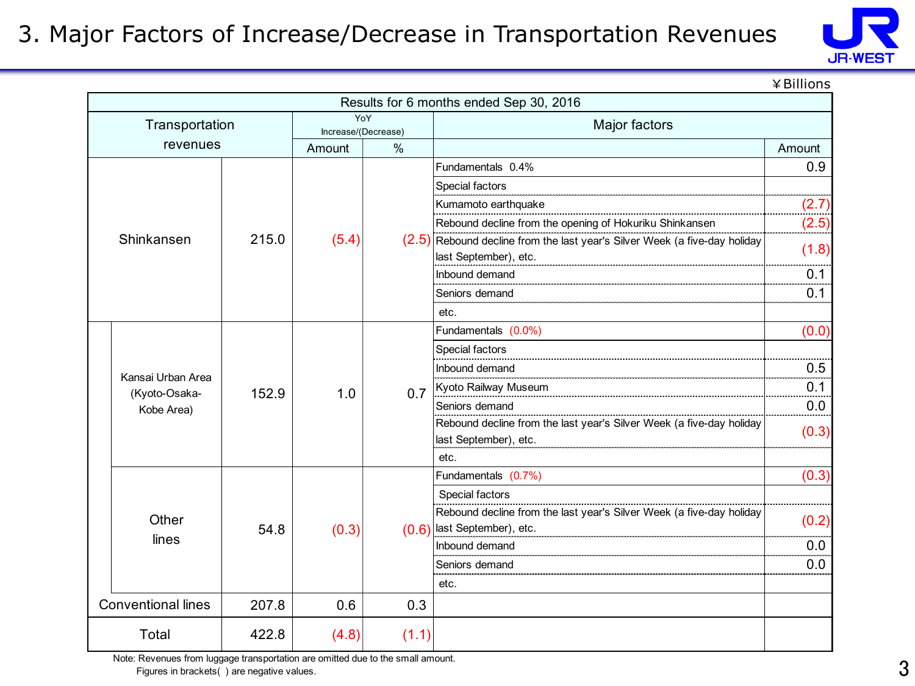# 3. Major Factors of Increase/Decrease in Transportation Revenues

¥Billions

Results for 6 months ended Sep 30, 2016

| Transportation revenues | | | YoY Increase/(Decrease) | | Major factors | |
|---|---|---|---|---|---|---|
| | | | Amount | % | | Amount |
| Shinkansen | | 215.0 | (5.4) | (2.5) | Fundamentals 0.4% | 0.9 |
| | | | | | Special factors | |
| | | | | | Kumamoto earthquake | (2.7) |
| | | | | | Rebound decline from the opening of Hokuriku Shinkansen | (2.5) |
| | | | | | Rebound decline from the last year's Silver Week (a five-day holiday last September), etc. | (1.8) |
| | | | | | Inbound demand | 0.1 |
| | | | | | Seniors demand | 0.1 |
| | | | | | etc. | |
| | Kansai Urban Area (Kyoto-Osaka-Kobe Area) | 152.9 | 1.0 | 0.7 | Fundamentals (0.0%) | (0.0) |
| | | | | | Special factors | |
| | | | | | Inbound demand | 0.5 |
| | | | | | Kyoto Railway Museum | 0.1 |
| | | | | | Seniors demand | 0.0 |
| | | | | | Rebound decline from the last year's Silver Week (a five-day holiday last September), etc. | (0.3) |
| | | | | | etc. | |
| | Other lines | 54.8 | (0.3) | (0.6) | Fundamentals (0.7%) | (0.3) |
| | | | | | Special factors | |
| | | | | | Rebound decline from the last year's Silver Week (a five-day holiday last September), etc. | (0.2) |
| | | | | | Inbound demand | 0.0 |
| | | | | | Seniors demand | 0.0 |
| | | | | | etc. | |
| Conventional lines | | 207.8 | 0.6 | 0.3 | | |
| Total | | 422.8 | (4.8) | (1.1) | | |

Note: Revenues from luggage transportation are omitted due to the small amount.
Figures in brackets( ) are negative values.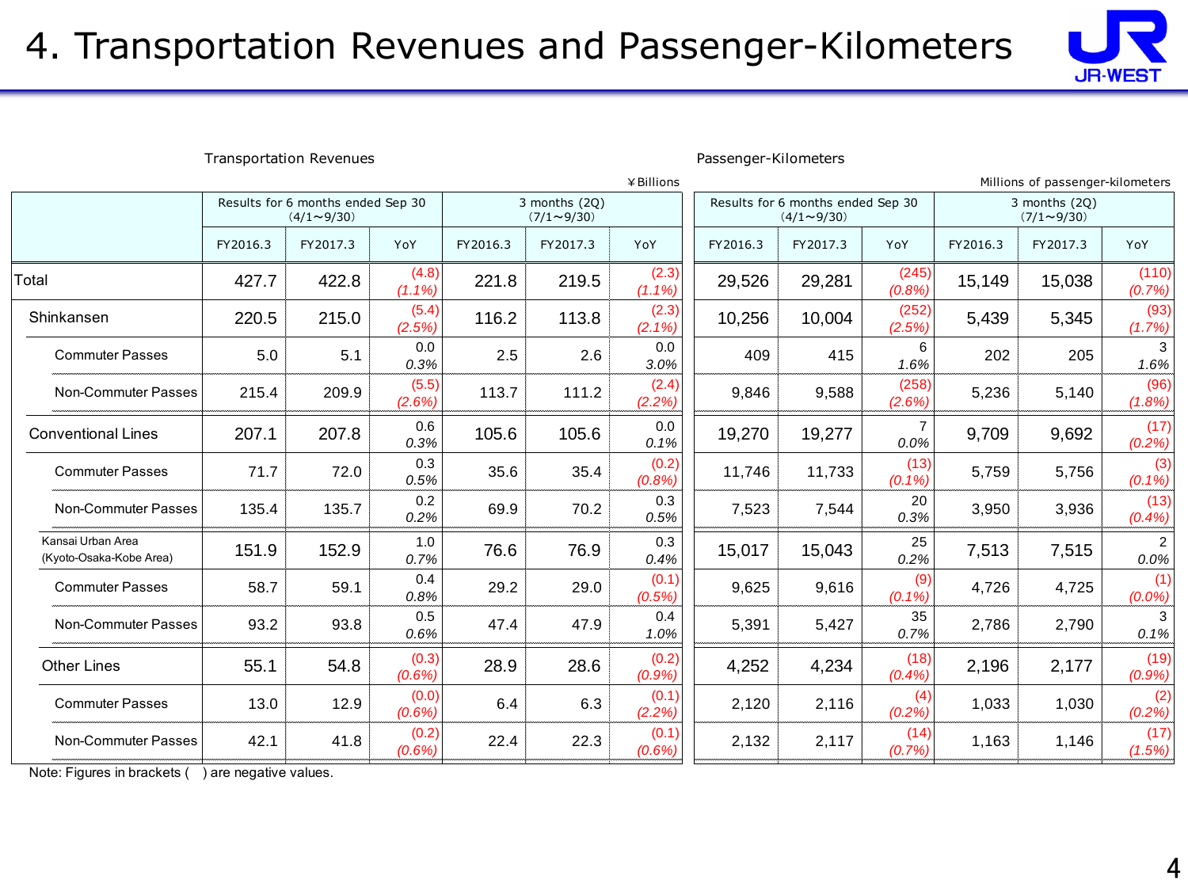# 4. Transportation Revenues and Passenger-Kilometers

Transportation Revenues (¥Billions)

| | Results for 6 months ended Sep 30 (4/1～9/30) | | | 3 months (2Q) (7/1～9/30) | | |
|---|---|---|---|---|---|---|
| | FY2016.3 | FY2017.3 | YoY | FY2016.3 | FY2017.3 | YoY |
| Total | 427.7 | 422.8 | (4.8) (1.1%) | 221.8 | 219.5 | (2.3) (1.1%) |
| Shinkansen | 220.5 | 215.0 | (5.4) (2.5%) | 116.2 | 113.8 | (2.3) (2.1%) |
| Commuter Passes | 5.0 | 5.1 | 0.0 0.3% | 2.5 | 2.6 | 0.0 3.0% |
| Non-Commuter Passes | 215.4 | 209.9 | (5.5) (2.6%) | 113.7 | 111.2 | (2.4) (2.2%) |
| Conventional Lines | 207.1 | 207.8 | 0.6 0.3% | 105.6 | 105.6 | 0.0 0.1% |
| Commuter Passes | 71.7 | 72.0 | 0.3 0.5% | 35.6 | 35.4 | (0.2) (0.8%) |
| Non-Commuter Passes | 135.4 | 135.7 | 0.2 0.2% | 69.9 | 70.2 | 0.3 0.5% |
| Kansai Urban Area (Kyoto-Osaka-Kobe Area) | 151.9 | 152.9 | 1.0 0.7% | 76.6 | 76.9 | 0.3 0.4% |
| Commuter Passes | 58.7 | 59.1 | 0.4 0.8% | 29.2 | 29.0 | (0.1) (0.5%) |
| Non-Commuter Passes | 93.2 | 93.8 | 0.5 0.6% | 47.4 | 47.9 | 0.4 1.0% |
| Other Lines | 55.1 | 54.8 | (0.3) (0.6%) | 28.9 | 28.6 | (0.2) (0.9%) |
| Commuter Passes | 13.0 | 12.9 | (0.0) (0.6%) | 6.4 | 6.3 | (0.1) (2.2%) |
| Non-Commuter Passes | 42.1 | 41.8 | (0.2) (0.6%) | 22.4 | 22.3 | (0.1) (0.6%) |

Passenger-Kilometers (Millions of passenger-kilometers)

| | Results for 6 months ended Sep 30 (4/1～9/30) | | | 3 months (2Q) (7/1～9/30) | | |
|---|---|---|---|---|---|---|
| | FY2016.3 | FY2017.3 | YoY | FY2016.3 | FY2017.3 | YoY |
| Total | 29,526 | 29,281 | (245) (0.8%) | 15,149 | 15,038 | (110) (0.7%) |
| Shinkansen | 10,256 | 10,004 | (252) (2.5%) | 5,439 | 5,345 | (93) (1.7%) |
| Commuter Passes | 409 | 415 | 6 1.6% | 202 | 205 | 3 1.6% |
| Non-Commuter Passes | 9,846 | 9,588 | (258) (2.6%) | 5,236 | 5,140 | (96) (1.8%) |
| Conventional Lines | 19,270 | 19,277 | 7 0.0% | 9,709 | 9,692 | (17) (0.2%) |
| Commuter Passes | 11,746 | 11,733 | (13) (0.1%) | 5,759 | 5,756 | (3) (0.1%) |
| Non-Commuter Passes | 7,523 | 7,544 | 20 0.3% | 3,950 | 3,936 | (13) (0.4%) |
| Kansai Urban Area (Kyoto-Osaka-Kobe Area) | 15,017 | 15,043 | 25 0.2% | 7,513 | 7,515 | 2 0.0% |
| Commuter Passes | 9,625 | 9,616 | (9) (0.1%) | 4,726 | 4,725 | (1) (0.0%) |
| Non-Commuter Passes | 5,391 | 5,427 | 35 0.7% | 2,786 | 2,790 | 3 0.1% |
| Other Lines | 4,252 | 4,234 | (18) (0.4%) | 2,196 | 2,177 | (19) (0.9%) |
| Commuter Passes | 2,120 | 2,116 | (4) (0.2%) | 1,033 | 1,030 | (2) (0.2%) |
| Non-Commuter Passes | 2,132 | 2,117 | (14) (0.7%) | 1,163 | 1,146 | (17) (1.5%) |

Note: Figures in brackets ( ) are negative values.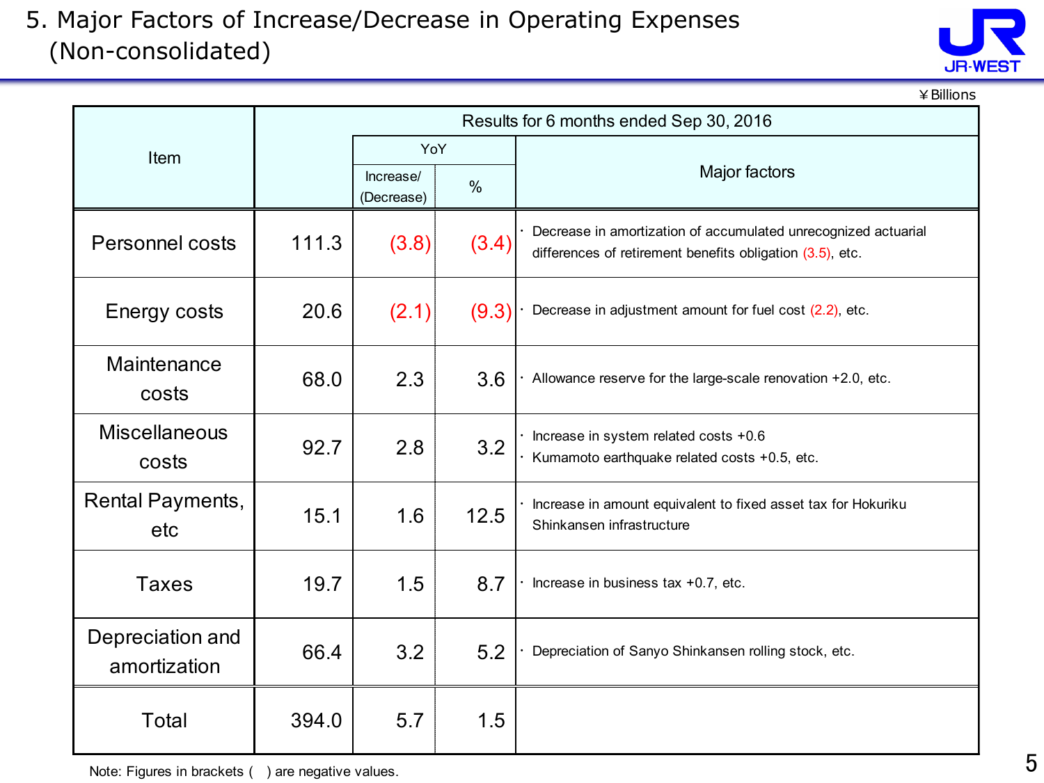# 5. Major Factors of Increase/Decrease in Operating Expenses (Non-consolidated)

¥Billions

| Item | Results for 6 months ended Sep 30, 2016 | | | |
|---|---|---|---|---|
| | | YoY | | Major factors |
| | | Increase/ (Decrease) | % | |
| Personnel costs | 111.3 | (3.8) | (3.4) | · Decrease in amortization of accumulated unrecognized actuarial differences of retirement benefits obligation (3.5), etc. |
| Energy costs | 20.6 | (2.1) | (9.3) | · Decrease in adjustment amount for fuel cost (2.2), etc. |
| Maintenance costs | 68.0 | 2.3 | 3.6 | · Allowance reserve for the large-scale renovation +2.0, etc. |
| Miscellaneous costs | 92.7 | 2.8 | 3.2 | · Increase in system related costs +0.6<br>· Kumamoto earthquake related costs +0.5, etc. |
| Rental Payments, etc | 15.1 | 1.6 | 12.5 | · Increase in amount equivalent to fixed asset tax for Hokuriku Shinkansen infrastructure |
| Taxes | 19.7 | 1.5 | 8.7 | · Increase in business tax +0.7, etc. |
| Depreciation and amortization | 66.4 | 3.2 | 5.2 | · Depreciation of Sanyo Shinkansen rolling stock, etc. |
| Total | 394.0 | 5.7 | 1.5 | |

Note: Figures in brackets ( ) are negative values.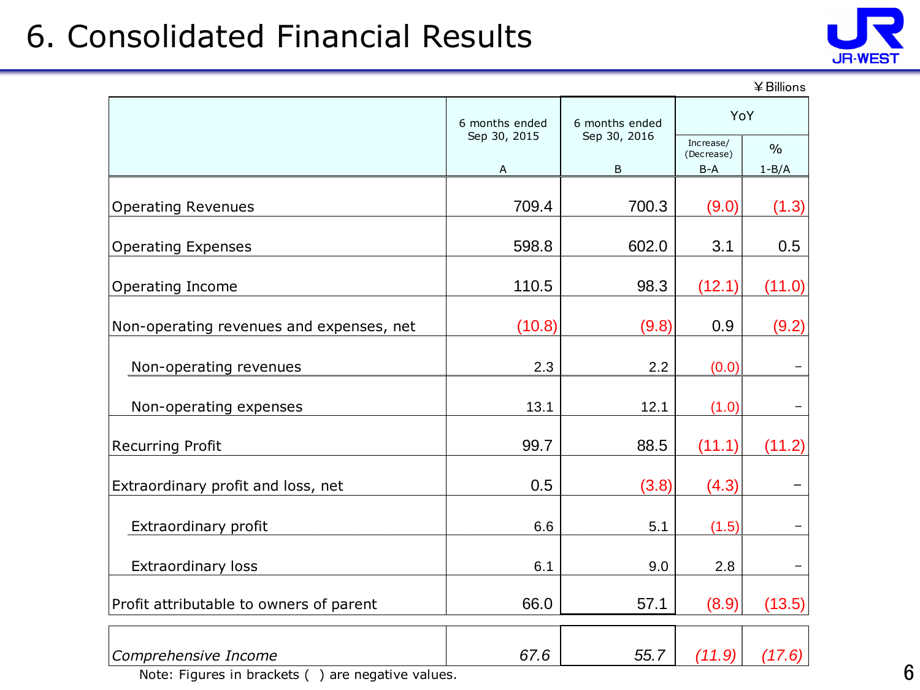# 6. Consolidated Financial Results

¥Billions

| | 6 months ended Sep 30, 2015 | 6 months ended Sep 30, 2016 | YoY | |
|---|---|---|---|---|
| | A | B | Increase/(Decrease) B-A | % 1-B/A |
| Operating Revenues | 709.4 | 700.3 | (9.0) | (1.3) |
| Operating Expenses | 598.8 | 602.0 | 3.1 | 0.5 |
| Operating Income | 110.5 | 98.3 | (12.1) | (11.0) |
| Non-operating revenues and expenses, net | (10.8) | (9.8) | 0.9 | (9.2) |
| Non-operating revenues | 2.3 | 2.2 | (0.0) | – |
| Non-operating expenses | 13.1 | 12.1 | (1.0) | – |
| Recurring Profit | 99.7 | 88.5 | (11.1) | (11.2) |
| Extraordinary profit and loss, net | 0.5 | (3.8) | (4.3) | – |
| Extraordinary profit | 6.6 | 5.1 | (1.5) | – |
| Extraordinary loss | 6.1 | 9.0 | 2.8 | – |
| Profit attributable to owners of parent | 66.0 | 57.1 | (8.9) | (13.5) |
| *Comprehensive Income* | *67.6* | *55.7* | *(11.9)* | *(17.6)* |

Note: Figures in brackets ( ) are negative values.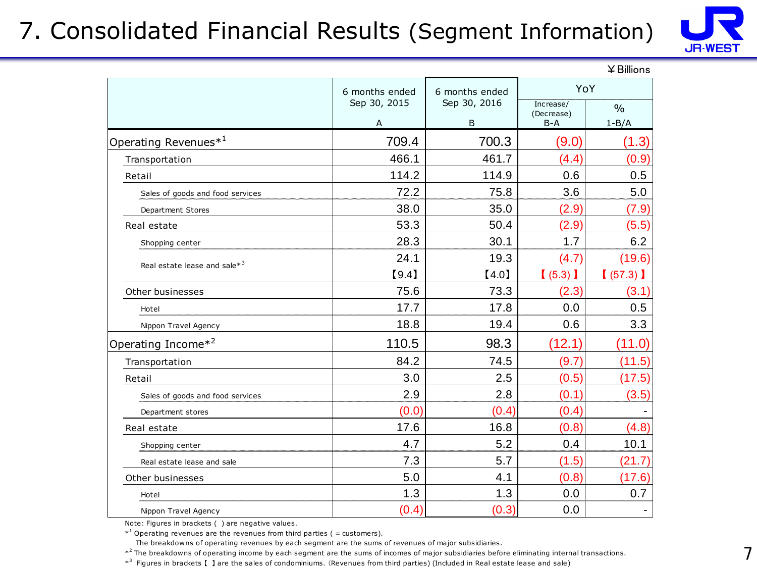# 7. Consolidated Financial Results (Segment Information)

¥Billions

| | 6 months ended Sep 30, 2015<br>A | 6 months ended Sep 30, 2016<br>B | YoY | |
|---|---|---|---|---|
| | | | Increase/(Decrease)<br>B-A | %<br>1-B/A |
| Operating Revenues*[1] | 709.4 | 700.3 | (9.0) | (1.3) |
| Transportation | 466.1 | 461.7 | (4.4) | (0.9) |
| Retail | 114.2 | 114.9 | 0.6 | 0.5 |
| Sales of goods and food services | 72.2 | 75.8 | 3.6 | 5.0 |
| Department Stores | 38.0 | 35.0 | (2.9) | (7.9) |
| Real estate | 53.3 | 50.4 | (2.9) | (5.5) |
| Shopping center | 28.3 | 30.1 | 1.7 | 6.2 |
| Real estate lease and sale*[3] | 24.1<br>【9.4】 | 19.3<br>【4.0】 | (4.7)<br>【(5.3)】 | (19.6)<br>【(57.3)】 |
| Other businesses | 75.6 | 73.3 | (2.3) | (3.1) |
| Hotel | 17.7 | 17.8 | 0.0 | 0.5 |
| Nippon Travel Agency | 18.8 | 19.4 | 0.6 | 3.3 |
| Operating Income*[2] | 110.5 | 98.3 | (12.1) | (11.0) |
| Transportation | 84.2 | 74.5 | (9.7) | (11.5) |
| Retail | 3.0 | 2.5 | (0.5) | (17.5) |
| Sales of goods and food services | 2.9 | 2.8 | (0.1) | (3.5) |
| Department stores | (0.0) | (0.4) | (0.4) | - |
| Real estate | 17.6 | 16.8 | (0.8) | (4.8) |
| Shopping center | 4.7 | 5.2 | 0.4 | 10.1 |
| Real estate lease and sale | 7.3 | 5.7 | (1.5) | (21.7) |
| Other businesses | 5.0 | 4.1 | (0.8) | (17.6) |
| Hotel | 1.3 | 1.3 | 0.0 | 0.7 |
| Nippon Travel Agency | (0.4) | (0.3) | 0.0 | - |

Note: Figures in brackets ( ) are negative values.

*[1] Operating revenues are the revenues from third parties ( = customers).
The breakdowns of operating revenues by each segment are the sums of revenues of major subsidiaries.

*[2] The breakdowns of operating income by each segment are the sums of incomes of major subsidiaries before eliminating internal transactions.

*[3] Figures in brackets【 】are the sales of condominiums. (Revenues from third parties) (Included in Real estate lease and sale)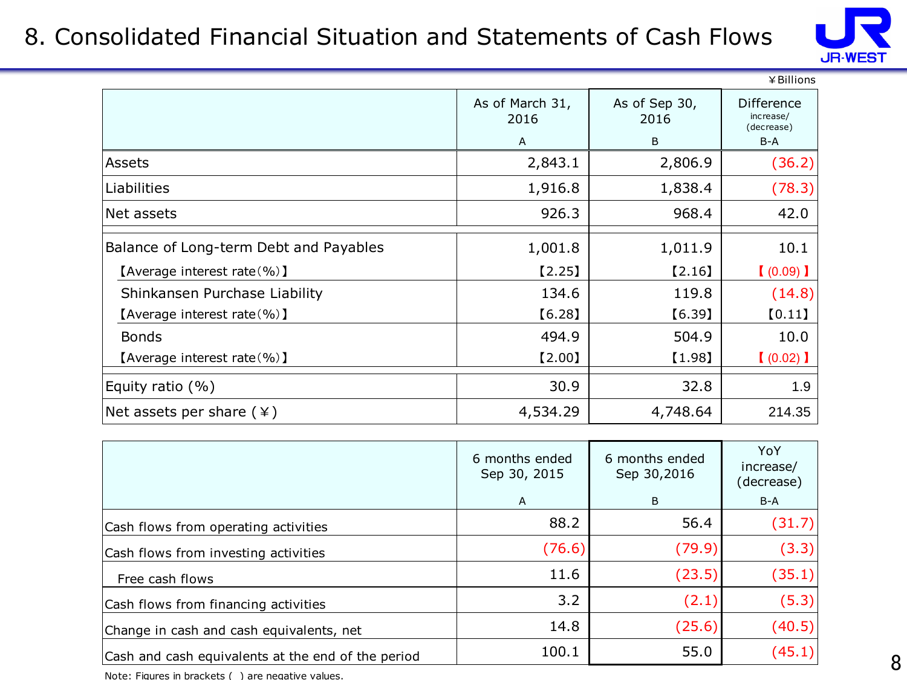# 8. Consolidated Financial Situation and Statements of Cash Flows

¥Billions

| | As of March 31, 2016<br>A | As of Sep 30, 2016<br>B | Difference increase/(decrease)<br>B-A |
|---|---|---|---|
| Assets | 2,843.1 | 2,806.9 | (36.2) |
| Liabilities | 1,916.8 | 1,838.4 | (78.3) |
| Net assets | 926.3 | 968.4 | 42.0 |
| Balance of Long-term Debt and Payables | 1,001.8 | 1,011.9 | 10.1 |
| 【Average interest rate(%)】 | 【2.25】 | 【2.16】 | 【(0.09)】 |
| Shinkansen Purchase Liability | 134.6 | 119.8 | (14.8) |
| 【Average interest rate(%)】 | 【6.28】 | 【6.39】 | 【0.11】 |
| Bonds | 494.9 | 504.9 | 10.0 |
| 【Average interest rate(%)】 | 【2.00】 | 【1.98】 | 【(0.02)】 |
| Equity ratio (%) | 30.9 | 32.8 | 1.9 |
| Net assets per share (¥) | 4,534.29 | 4,748.64 | 214.35 |

| | 6 months ended Sep 30, 2015<br>A | 6 months ended Sep 30,2016<br>B | YoY increase/(decrease)<br>B-A |
|---|---|---|---|
| Cash flows from operating activities | 88.2 | 56.4 | (31.7) |
| Cash flows from investing activities | (76.6) | (79.9) | (3.3) |
| Free cash flows | 11.6 | (23.5) | (35.1) |
| Cash flows from financing activities | 3.2 | (2.1) | (5.3) |
| Change in cash and cash equivalents, net | 14.8 | (25.6) | (40.5) |
| Cash and cash equivalents at the end of the period | 100.1 | 55.0 | (45.1) |

Note: Figures in brackets ( ) are negative values.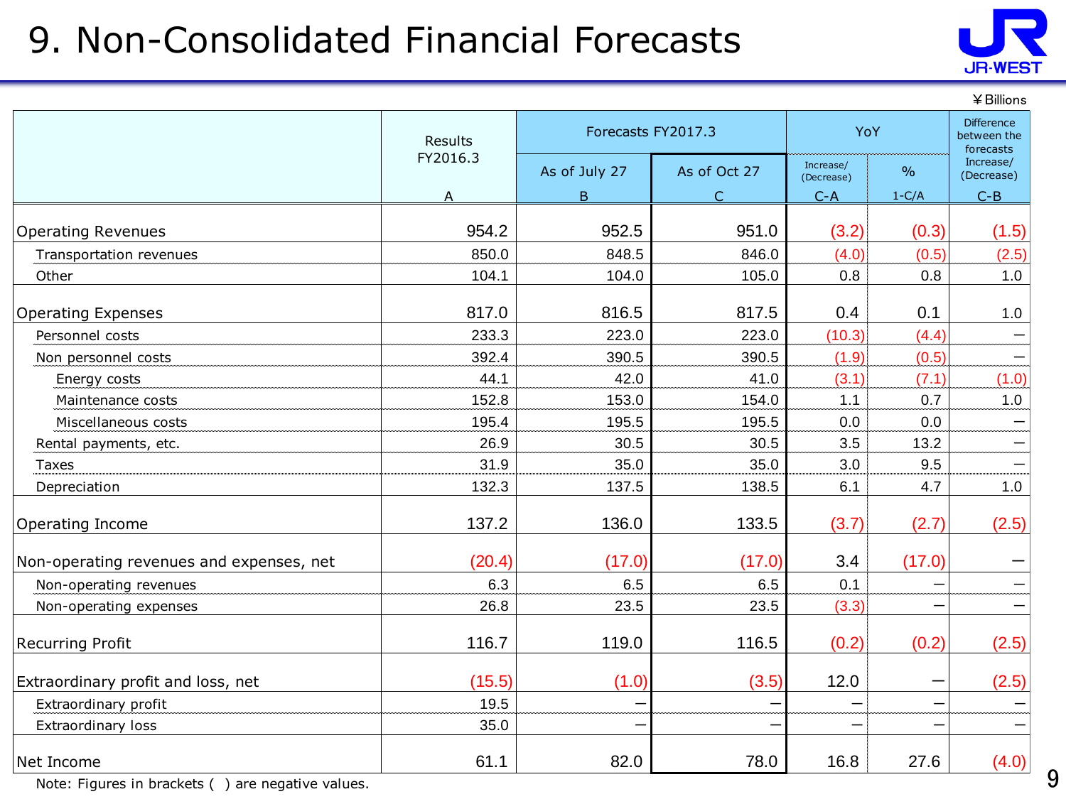# 9. Non-Consolidated Financial Forecasts

¥Billions

| | Results FY2016.3 | Forecasts FY2017.3 | | YoY | | Difference between the forecasts |
|---|---|---|---|---|---|---|
| | | As of July 27 | As of Oct 27 | Increase/ (Decrease) | % | Increase/ (Decrease) |
| | A | B | C | C-A | 1-C/A | C-B |
| Operating Revenues | 954.2 | 952.5 | 951.0 | (3.2) | (0.3) | (1.5) |
| Transportation revenues | 850.0 | 848.5 | 846.0 | (4.0) | (0.5) | (2.5) |
| Other | 104.1 | 104.0 | 105.0 | 0.8 | 0.8 | 1.0 |
| Operating Expenses | 817.0 | 816.5 | 817.5 | 0.4 | 0.1 | 1.0 |
| Personnel costs | 233.3 | 223.0 | 223.0 | (10.3) | (4.4) | － |
| Non personnel costs | 392.4 | 390.5 | 390.5 | (1.9) | (0.5) | － |
| Energy costs | 44.1 | 42.0 | 41.0 | (3.1) | (7.1) | (1.0) |
| Maintenance costs | 152.8 | 153.0 | 154.0 | 1.1 | 0.7 | 1.0 |
| Miscellaneous costs | 195.4 | 195.5 | 195.5 | 0.0 | 0.0 | － |
| Rental payments, etc. | 26.9 | 30.5 | 30.5 | 3.5 | 13.2 | － |
| Taxes | 31.9 | 35.0 | 35.0 | 3.0 | 9.5 | － |
| Depreciation | 132.3 | 137.5 | 138.5 | 6.1 | 4.7 | 1.0 |
| Operating Income | 137.2 | 136.0 | 133.5 | (3.7) | (2.7) | (2.5) |
| Non-operating revenues and expenses, net | (20.4) | (17.0) | (17.0) | 3.4 | (17.0) | － |
| Non-operating revenues | 6.3 | 6.5 | 6.5 | 0.1 | － | － |
| Non-operating expenses | 26.8 | 23.5 | 23.5 | (3.3) | － | － |
| Recurring Profit | 116.7 | 119.0 | 116.5 | (0.2) | (0.2) | (2.5) |
| Extraordinary profit and loss, net | (15.5) | (1.0) | (3.5) | 12.0 | － | (2.5) |
| Extraordinary profit | 19.5 | － | － | － | － | － |
| Extraordinary loss | 35.0 | － | － | － | － | － |
| Net Income | 61.1 | 82.0 | 78.0 | 16.8 | 27.6 | (4.0) |

Note: Figures in brackets ( ) are negative values.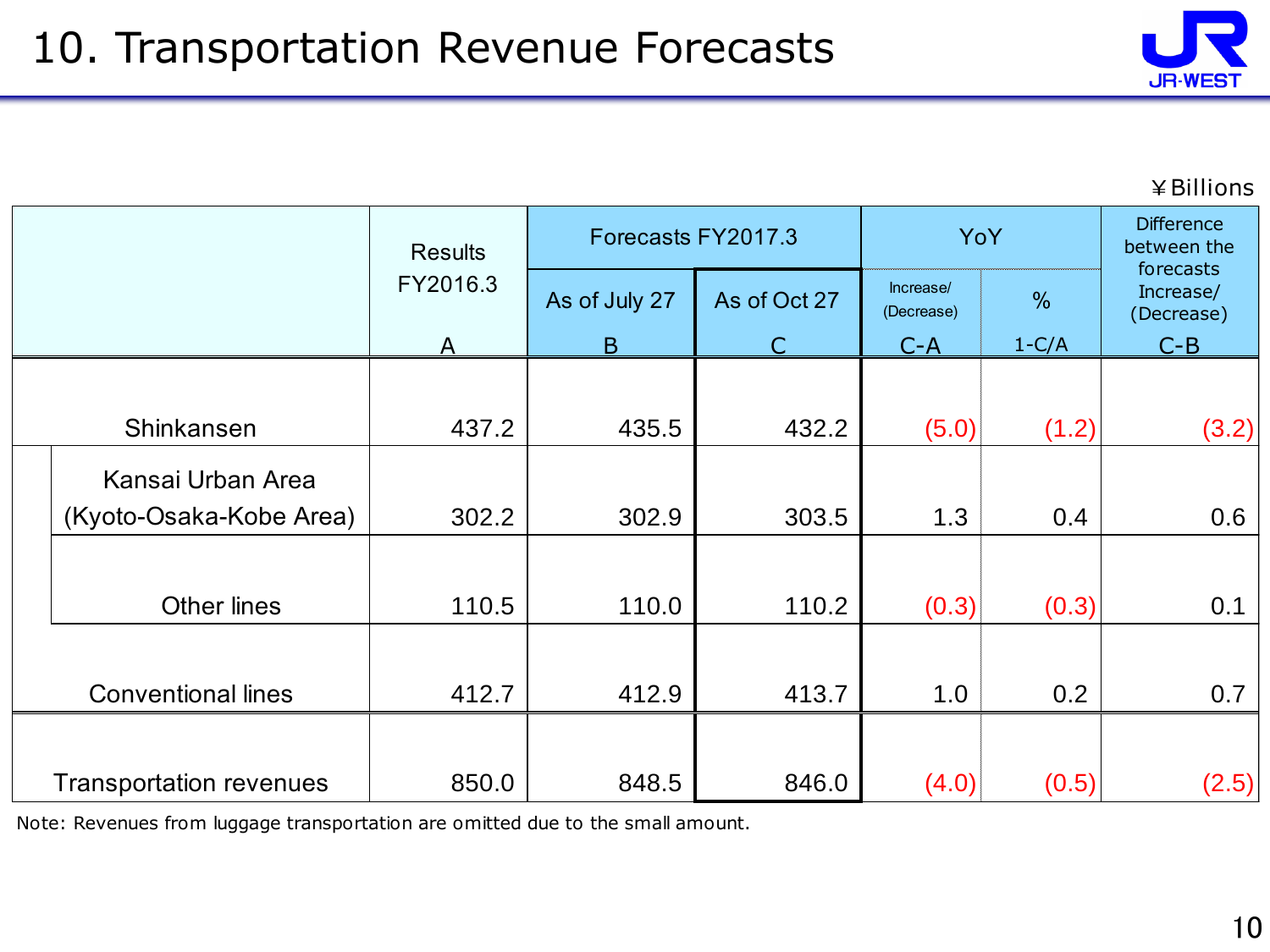# 10. Transportation Revenue Forecasts

¥Billions

| | Results FY2016.3 | Forecasts FY2017.3 | | YoY | | Difference between the forecasts |
|---|---|---|---|---|---|---|
| | | As of July 27 | As of Oct 27 | Increase/ (Decrease) | % | Increase/ (Decrease) |
| | A | B | C | C-A | 1-C/A | C-B |
| Shinkansen | 437.2 | 435.5 | 432.2 | (5.0) | (1.2) | (3.2) |
| Kansai Urban Area (Kyoto-Osaka-Kobe Area) | 302.2 | 302.9 | 303.5 | 1.3 | 0.4 | 0.6 |
| Other lines | 110.5 | 110.0 | 110.2 | (0.3) | (0.3) | 0.1 |
| Conventional lines | 412.7 | 412.9 | 413.7 | 1.0 | 0.2 | 0.7 |
| Transportation revenues | 850.0 | 848.5 | 846.0 | (4.0) | (0.5) | (2.5) |

Note: Revenues from luggage transportation are omitted due to the small amount.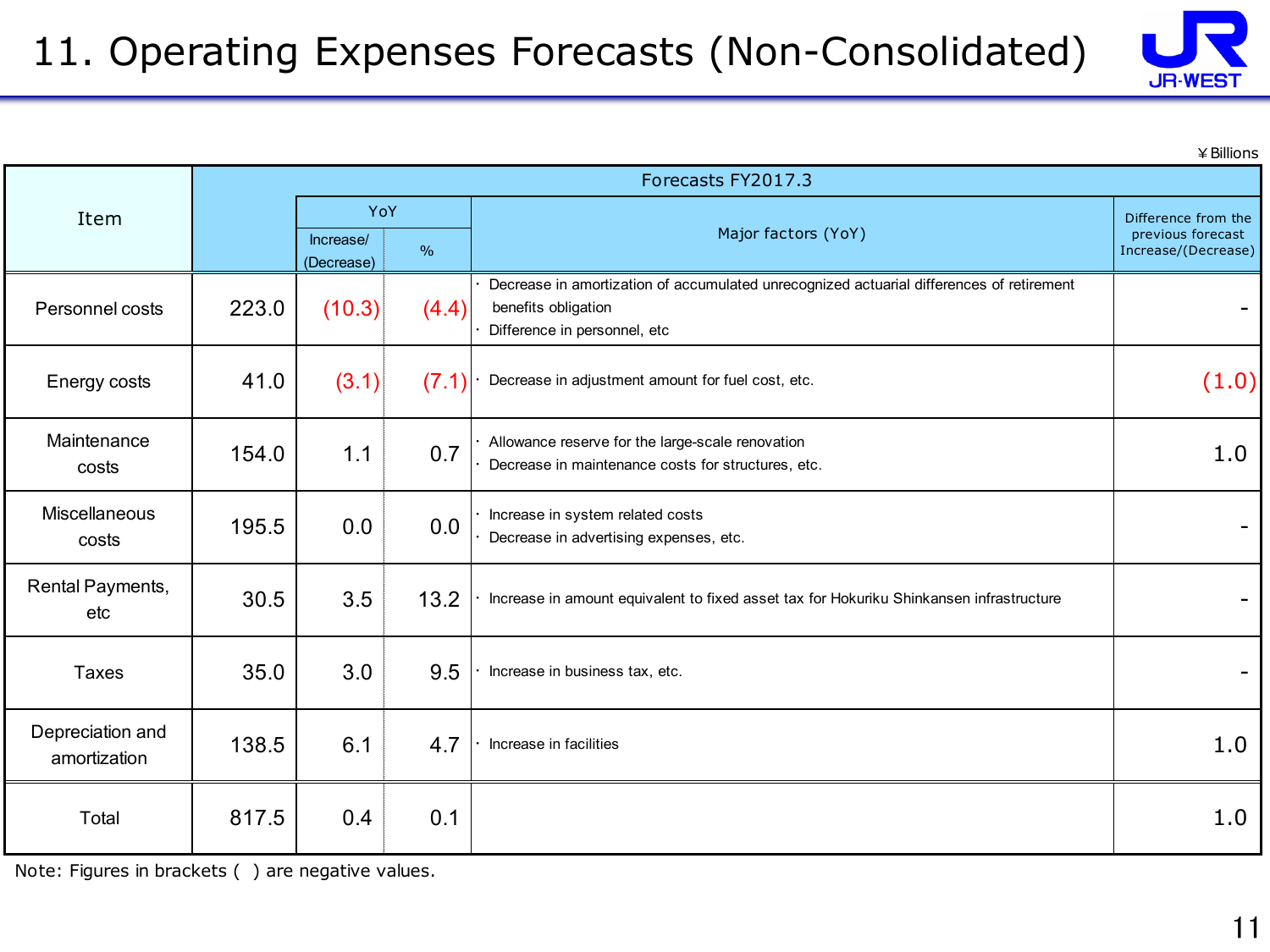# 11. Operating Expenses Forecasts (Non-Consolidated)

¥Billions

| Item | Forecasts FY2017.3 | | | | |
|---|---|---|---|---|---|
| | | YoY | | Major factors (YoY) | Difference from the previous forecast Increase/(Decrease) |
| | | Increase/ (Decrease) | % | | |
| Personnel costs | 223.0 | (10.3) | (4.4) | · Decrease in amortization of accumulated unrecognized actuarial differences of retirement benefits obligation<br>· Difference in personnel, etc | - |
| Energy costs | 41.0 | (3.1) | (7.1) | · Decrease in adjustment amount for fuel cost, etc. | (1.0) |
| Maintenance costs | 154.0 | 1.1 | 0.7 | · Allowance reserve for the large-scale renovation<br>· Decrease in maintenance costs for structures, etc. | 1.0 |
| Miscellaneous costs | 195.5 | 0.0 | 0.0 | · Increase in system related costs<br>· Decrease in advertising expenses, etc. | - |
| Rental Payments, etc | 30.5 | 3.5 | 13.2 | · Increase in amount equivalent to fixed asset tax for Hokuriku Shinkansen infrastructure | - |
| Taxes | 35.0 | 3.0 | 9.5 | · Increase in business tax, etc. | - |
| Depreciation and amortization | 138.5 | 6.1 | 4.7 | · Increase in facilities | 1.0 |
| Total | 817.5 | 0.4 | 0.1 | | 1.0 |

Note: Figures in brackets ( ) are negative values.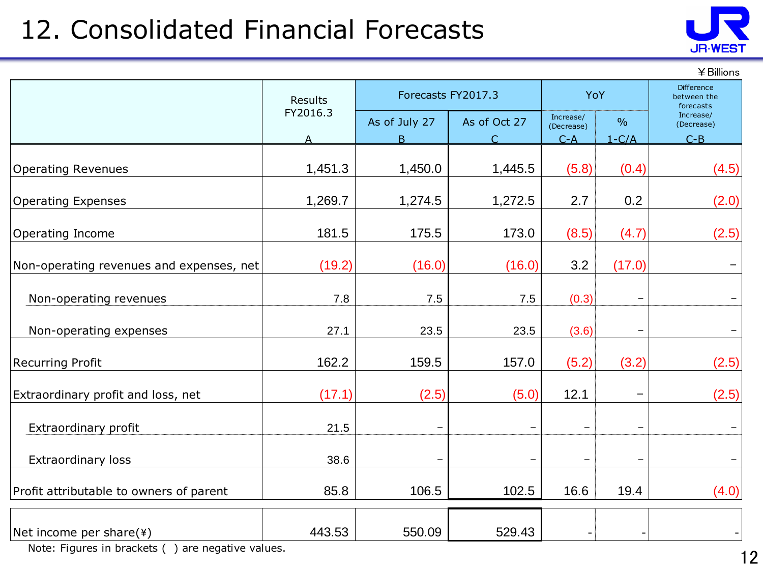# 12. Consolidated Financial Forecasts

¥Billions

| | Results FY2016.3 | Forecasts FY2017.3 | | YoY | | Difference between the forecasts Increase/(Decrease) |
|---|---|---|---|---|---|---|
| | | As of July 27 | As of Oct 27 | Increase/(Decrease) | % | |
| | A | B | C | C-A | 1-C/A | C-B |
| Operating Revenues | 1,451.3 | 1,450.0 | 1,445.5 | (5.8) | (0.4) | (4.5) |
| Operating Expenses | 1,269.7 | 1,274.5 | 1,272.5 | 2.7 | 0.2 | (2.0) |
| Operating Income | 181.5 | 175.5 | 173.0 | (8.5) | (4.7) | (2.5) |
| Non-operating revenues and expenses, net | (19.2) | (16.0) | (16.0) | 3.2 | (17.0) | – |
| Non-operating revenues | 7.8 | 7.5 | 7.5 | (0.3) | – | – |
| Non-operating expenses | 27.1 | 23.5 | 23.5 | (3.6) | – | – |
| Recurring Profit | 162.2 | 159.5 | 157.0 | (5.2) | (3.2) | (2.5) |
| Extraordinary profit and loss, net | (17.1) | (2.5) | (5.0) | 12.1 | – | (2.5) |
| Extraordinary profit | 21.5 | – | – | – | – | – |
| Extraordinary loss | 38.6 | – | – | – | – | – |
| Profit attributable to owners of parent | 85.8 | 106.5 | 102.5 | 16.6 | 19.4 | (4.0) |
| Net income per share(¥) | 443.53 | 550.09 | 529.43 | - | - | - |

Note: Figures in brackets ( ) are negative values.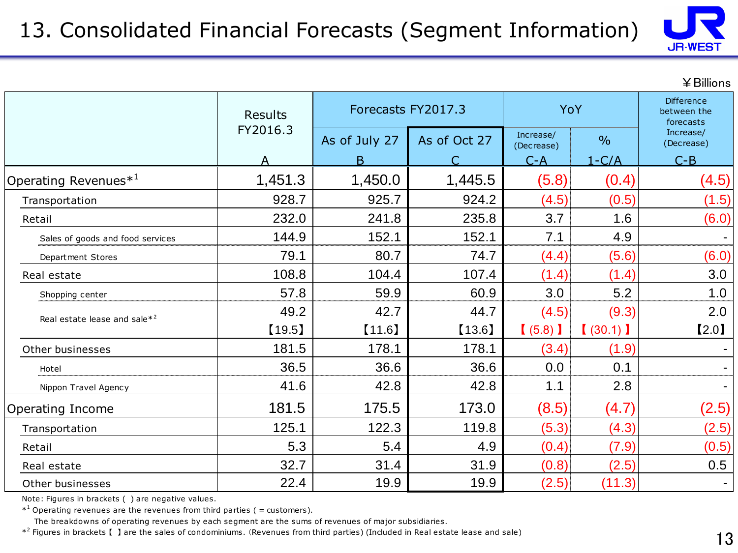# 13. Consolidated Financial Forecasts (Segment Information)

¥Billions

| | Results FY2016.3 | Forecasts FY2017.3 | | YoY | | Difference between the forecasts |
|---|---|---|---|---|---|---|
| | | As of July 27 | As of Oct 27 | Increase/(Decrease) | % | Increase/(Decrease) |
| | A | B | C | C-A | 1-C/A | C-B |
| Operating Revenues*[1] | 1,451.3 | 1,450.0 | 1,445.5 | (5.8) | (0.4) | (4.5) |
| Transportation | 928.7 | 925.7 | 924.2 | (4.5) | (0.5) | (1.5) |
| Retail | 232.0 | 241.8 | 235.8 | 3.7 | 1.6 | (6.0) |
| Sales of goods and food services | 144.9 | 152.1 | 152.1 | 7.1 | 4.9 | - |
| Department Stores | 79.1 | 80.7 | 74.7 | (4.4) | (5.6) | (6.0) |
| Real estate | 108.8 | 104.4 | 107.4 | (1.4) | (1.4) | 3.0 |
| Shopping center | 57.8 | 59.9 | 60.9 | 3.0 | 5.2 | 1.0 |
| Real estate lease and sale*[2] | 49.2 | 42.7 | 44.7 | (4.5) | (9.3) | 2.0 |
| | 【19.5】 | 【11.6】 | 【13.6】 | 【(5.8)】 | 【(30.1)】 | 【2.0】 |
| Other businesses | 181.5 | 178.1 | 178.1 | (3.4) | (1.9) | - |
| Hotel | 36.5 | 36.6 | 36.6 | 0.0 | 0.1 | - |
| Nippon Travel Agency | 41.6 | 42.8 | 42.8 | 1.1 | 2.8 | - |
| Operating Income | 181.5 | 175.5 | 173.0 | (8.5) | (4.7) | (2.5) |
| Transportation | 125.1 | 122.3 | 119.8 | (5.3) | (4.3) | (2.5) |
| Retail | 5.3 | 5.4 | 4.9 | (0.4) | (7.9) | (0.5) |
| Real estate | 32.7 | 31.4 | 31.9 | (0.8) | (2.5) | 0.5 |
| Other businesses | 22.4 | 19.9 | 19.9 | (2.5) | (11.3) | - |

Note: Figures in brackets ( ) are negative values.

*[1] Operating revenues are the revenues from third parties ( = customers).
The breakdowns of operating revenues by each segment are the sums of revenues of major subsidiaries.

*[2] Figures in brackets【 】are the sales of condominiums. (Revenues from third parties) (Included in Real estate lease and sale)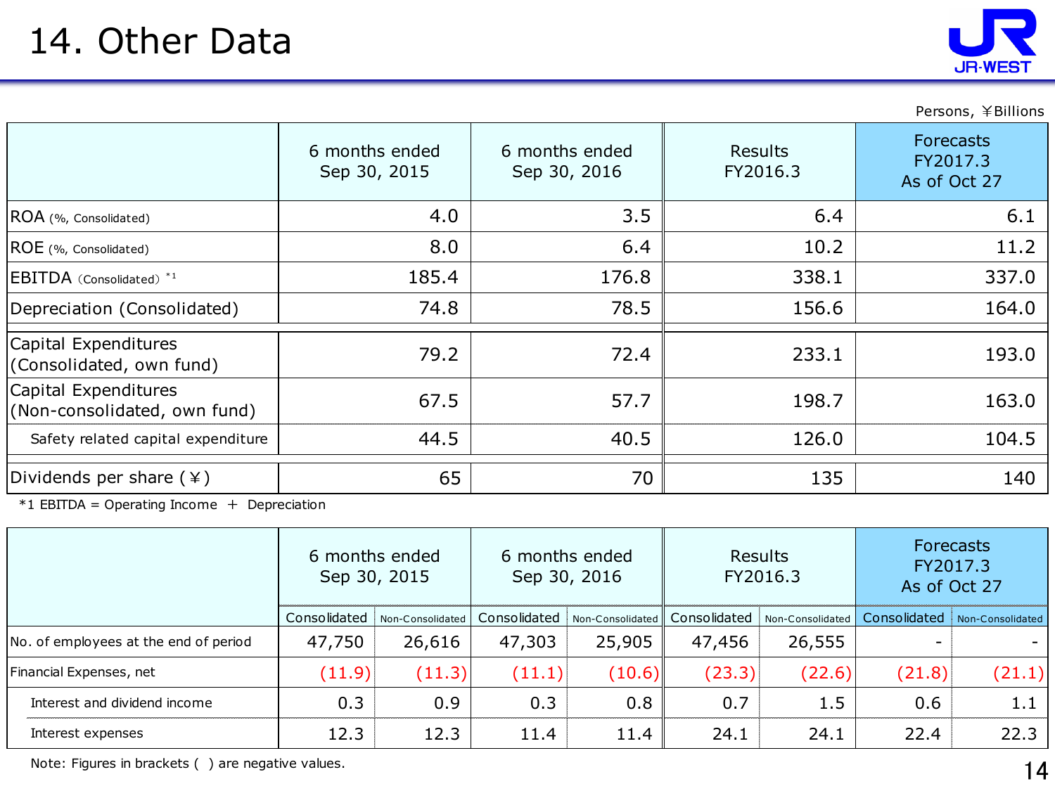# 14. Other Data

Persons, ￥Billions

| | 6 months ended Sep 30, 2015 | 6 months ended Sep 30, 2016 | Results FY2016.3 | Forecasts FY2017.3 As of Oct 27 |
|---|---|---|---|---|
| ROA (%, Consolidated) | 4.0 | 3.5 | 6.4 | 6.1 |
| ROE (%, Consolidated) | 8.0 | 6.4 | 10.2 | 11.2 |
| EBITDA（Consolidated）*1 | 185.4 | 176.8 | 338.1 | 337.0 |
| Depreciation (Consolidated) | 74.8 | 78.5 | 156.6 | 164.0 |
| Capital Expenditures (Consolidated, own fund) | 79.2 | 72.4 | 233.1 | 193.0 |
| Capital Expenditures (Non-consolidated, own fund) | 67.5 | 57.7 | 198.7 | 163.0 |
| Safety related capital expenditure | 44.5 | 40.5 | 126.0 | 104.5 |
| Dividends per share (￥) | 65 | 70 | 135 | 140 |

*1 EBITDA = Operating Income ＋ Depreciation

| | 6 months ended Sep 30, 2015 | | 6 months ended Sep 30, 2016 | | Results FY2016.3 | | Forecasts FY2017.3 As of Oct 27 | |
|---|---|---|---|---|---|---|---|---|
| | Consolidated | Non-Consolidated | Consolidated | Non-Consolidated | Consolidated | Non-Consolidated | Consolidated | Non-Consolidated |
| No. of employees at the end of period | 47,750 | 26,616 | 47,303 | 25,905 | 47,456 | 26,555 | - | - |
| Financial Expenses, net | (11.9) | (11.3) | (11.1) | (10.6) | (23.3) | (22.6) | (21.8) | (21.1) |
| Interest and dividend income | 0.3 | 0.9 | 0.3 | 0.8 | 0.7 | 1.5 | 0.6 | 1.1 |
| Interest expenses | 12.3 | 12.3 | 11.4 | 11.4 | 24.1 | 24.1 | 22.4 | 22.3 |

Note: Figures in brackets ( ) are negative values.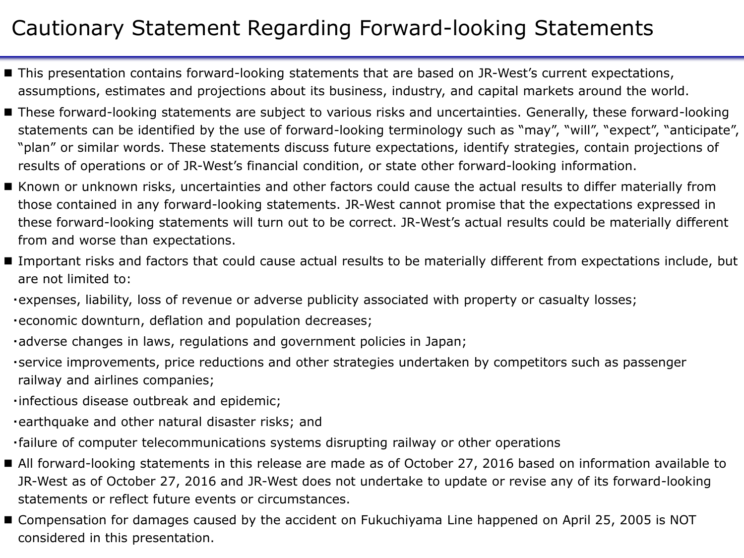# Cautionary Statement Regarding Forward-looking Statements

- This presentation contains forward-looking statements that are based on JR-West's current expectations, assumptions, estimates and projections about its business, industry, and capital markets around the world.
- These forward-looking statements are subject to various risks and uncertainties. Generally, these forward-looking statements can be identified by the use of forward-looking terminology such as "may", "will", "expect", "anticipate", "plan" or similar words. These statements discuss future expectations, identify strategies, contain projections of results of operations or of JR-West's financial condition, or state other forward-looking information.
- Known or unknown risks, uncertainties and other factors could cause the actual results to differ materially from those contained in any forward-looking statements. JR-West cannot promise that the expectations expressed in these forward-looking statements will turn out to be correct. JR-West's actual results could be materially different from and worse than expectations.
- Important risks and factors that could cause actual results to be materially different from expectations include, but are not limited to:
  - expenses, liability, loss of revenue or adverse publicity associated with property or casualty losses;
  - economic downturn, deflation and population decreases;
  - adverse changes in laws, regulations and government policies in Japan;
  - service improvements, price reductions and other strategies undertaken by competitors such as passenger railway and airlines companies;
  - infectious disease outbreak and epidemic;
  - earthquake and other natural disaster risks; and
  - failure of computer telecommunications systems disrupting railway or other operations
- All forward-looking statements in this release are made as of October 27, 2016 based on information available to JR-West as of October 27, 2016 and JR-West does not undertake to update or revise any of its forward-looking statements or reflect future events or circumstances.
- Compensation for damages caused by the accident on Fukuchiyama Line happened on April 25, 2005 is NOT considered in this presentation.